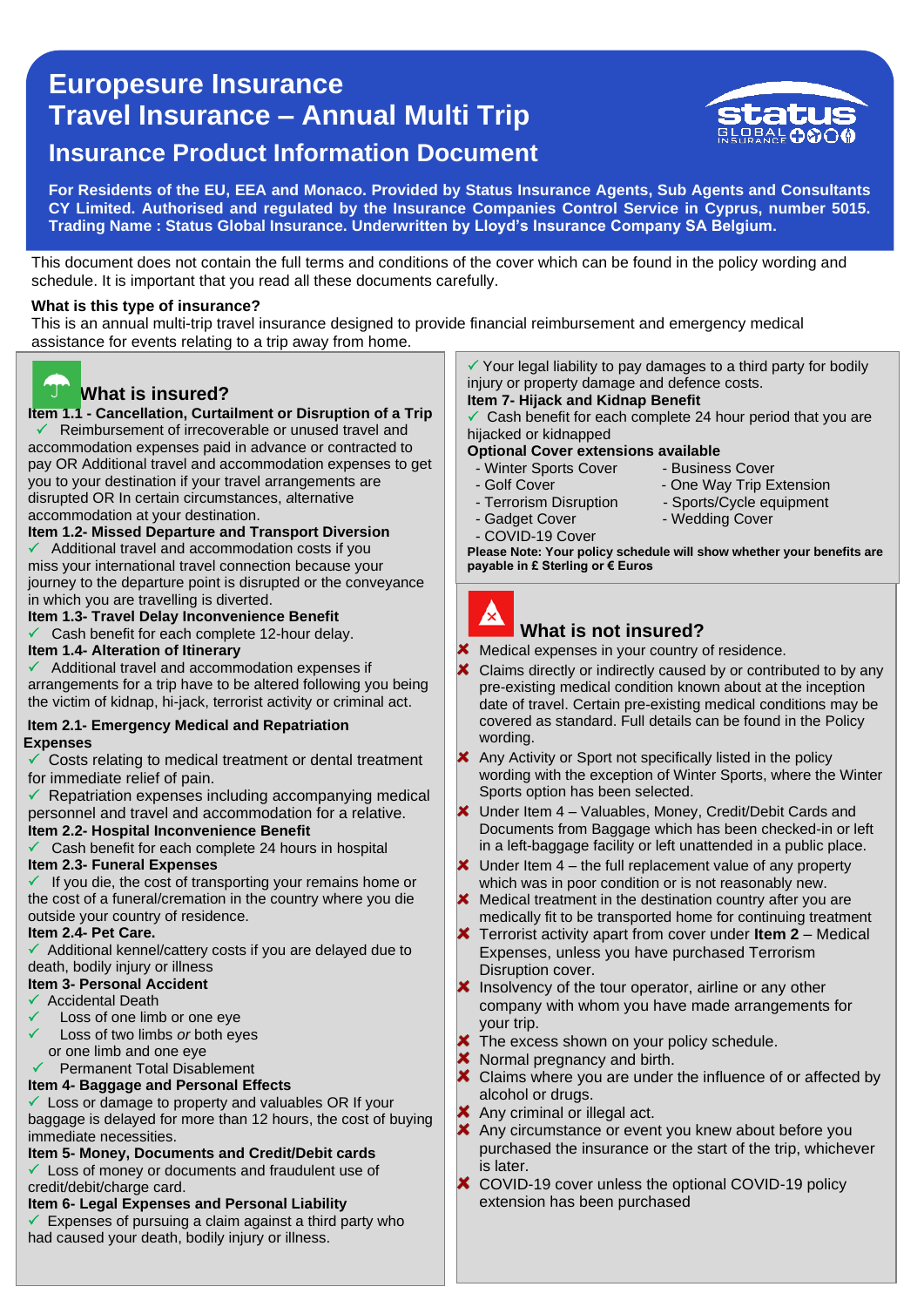# Europesure Insurance
# Travel Insurance – Annual Multi Trip
## Insurance Product Information Document

**For Residents of the EU, EEA and Monaco. Provided by Status Insurance Agents, Sub Agents and Consultants CY Limited. Authorised and regulated by the Insurance Companies Control Service in Cyprus, number 5015. Trading Name : Status Global Insurance. Underwritten by Lloyd's Insurance Company SA Belgium.**

This document does not contain the full terms and conditions of the cover which can be found in the policy wording and schedule. It is important that you read all these documents carefully.

**What is this type of insurance?**

This is an annual multi-trip travel insurance designed to provide financial reimbursement and emergency medical assistance for events relating to a trip away from home.

## What is insured?

**Item 1.1 - Cancellation, Curtailment or Disruption of a Trip**

- ✓ Reimbursement of irrecoverable or unused travel and accommodation expenses paid in advance or contracted to pay OR Additional travel and accommodation expenses to get you to your destination if your travel arrangements are disrupted OR In certain circumstances, *a*lternative accommodation at your destination.

**Item 1.2- Missed Departure and Transport Diversion**

- ✓ Additional travel and accommodation costs if you miss your international travel connection because your journey to the departure point is disrupted or the conveyance in which you are travelling is diverted.

**Item 1.3- Travel Delay Inconvenience Benefit**

- ✓ Cash benefit for each complete 12-hour delay.

**Item 1.4- Alteration of Itinerary**

- ✓ Additional travel and accommodation expenses if arrangements for a trip have to be altered following you being the victim of kidnap, hi-jack, terrorist activity or criminal act.

**Item 2.1- Emergency Medical and Repatriation Expenses**

- ✓ Costs relating to medical treatment or dental treatment for immediate relief of pain.
- ✓ Repatriation expenses including accompanying medical personnel and travel and accommodation for a relative.

**Item 2.2- Hospital Inconvenience Benefit**

- ✓ Cash benefit for each complete 24 hours in hospital

**Item 2.3- Funeral Expenses**

- ✓ If you die, the cost of transporting your remains home or the cost of a funeral/cremation in the country where you die outside your country of residence.

**Item 2.4- Pet Care.**

- ✓ Additional kennel/cattery costs if you are delayed due to death, bodily injury or illness

**Item 3- Personal Accident**

- ✓ Accidental Death
- ✓ Loss of one limb or one eye
- ✓ Loss of two limbs *or* both eyes or one limb and one eye
- ✓ Permanent Total Disablement

**Item 4- Baggage and Personal Effects**

- ✓ Loss or damage to property and valuables OR If your baggage is delayed for more than 12 hours, the cost of buying immediate necessities.

**Item 5- Money, Documents and Credit/Debit cards**

- ✓ Loss of money or documents and fraudulent use of credit/debit/charge card.

**Item 6- Legal Expenses and Personal Liability**

- ✓ Expenses of pursuing a claim against a third party who had caused your death, bodily injury or illness.
- ✓ Your legal liability to pay damages to a third party for bodily injury or property damage and defence costs.

**Item 7- Hijack and Kidnap Benefit**

- ✓ Cash benefit for each complete 24 hour period that you are hijacked or kidnapped

**Optional Cover extensions available**

- Winter Sports Cover
- Golf Cover
- Terrorism Disruption
- Gadget Cover
- COVID-19 Cover
- Business Cover
- One Way Trip Extension
- Sports/Cycle equipment
- Wedding Cover

**Please Note: Your policy schedule will show whether your benefits are payable in £ Sterling or € Euros**

## What is not insured?

- ✘ Medical expenses in your country of residence.
- ✘ Claims directly or indirectly caused by or contributed to by any pre-existing medical condition known about at the inception date of travel. Certain pre-existing medical conditions may be covered as standard. Full details can be found in the Policy wording.
- ✘ Any Activity or Sport not specifically listed in the policy wording with the exception of Winter Sports, where the Winter Sports option has been selected.
- ✘ Under Item 4 – Valuables, Money, Credit/Debit Cards and Documents from Baggage which has been checked-in or left in a left-baggage facility or left unattended in a public place.
- ✘ Under Item 4 – the full replacement value of any property which was in poor condition or is not reasonably new.
- ✘ Medical treatment in the destination country after you are medically fit to be transported home for continuing treatment
- ✘ Terrorist activity apart from cover under **Item 2** – Medical Expenses, unless you have purchased Terrorism Disruption cover.
- ✘ Insolvency of the tour operator, airline or any other company with whom you have made arrangements for your trip.
- ✘ The excess shown on your policy schedule.
- ✘ Normal pregnancy and birth.
- ✘ Claims where you are under the influence of or affected by alcohol or drugs.
- ✘ Any criminal or illegal act.
- ✘ Any circumstance or event you knew about before you purchased the insurance or the start of the trip, whichever is later.
- ✘ COVID-19 cover unless the optional COVID-19 policy extension has been purchased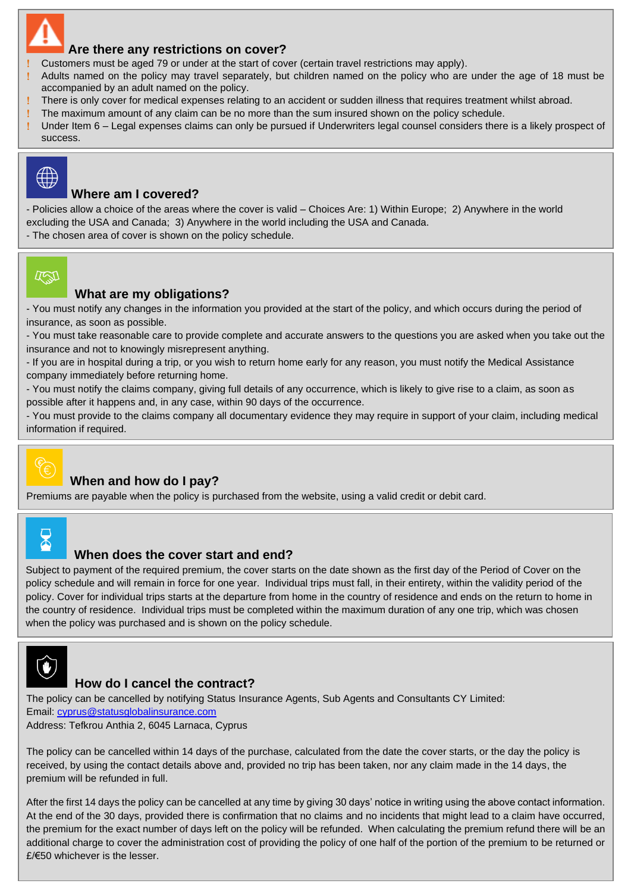## Are there any restrictions on cover?

- ! Customers must be aged 79 or under at the start of cover (certain travel restrictions may apply).
- ! Adults named on the policy may travel separately, but children named on the policy who are under the age of 18 must be accompanied by an adult named on the policy.
- ! There is only cover for medical expenses relating to an accident or sudden illness that requires treatment whilst abroad.
- ! The maximum amount of any claim can be no more than the sum insured shown on the policy schedule.
- ! Under Item 6 – Legal expenses claims can only be pursued if Underwriters legal counsel considers there is a likely prospect of success.

## Where am I covered?

- Policies allow a choice of the areas where the cover is valid – Choices Are: 1) Within Europe; 2) Anywhere in the world excluding the USA and Canada; 3) Anywhere in the world including the USA and Canada.
- The chosen area of cover is shown on the policy schedule.

## What are my obligations?

- You must notify any changes in the information you provided at the start of the policy, and which occurs during the period of insurance, as soon as possible.
- You must take reasonable care to provide complete and accurate answers to the questions you are asked when you take out the insurance and not to knowingly misrepresent anything.
- If you are in hospital during a trip, or you wish to return home early for any reason, you must notify the Medical Assistance company immediately before returning home.
- You must notify the claims company, giving full details of any occurrence, which is likely to give rise to a claim, as soon as possible after it happens and, in any case, within 90 days of the occurrence.
- You must provide to the claims company all documentary evidence they may require in support of your claim, including medical information if required.

## When and how do I pay?

Premiums are payable when the policy is purchased from the website, using a valid credit or debit card.

## When does the cover start and end?

Subject to payment of the required premium, the cover starts on the date shown as the first day of the Period of Cover on the policy schedule and will remain in force for one year. Individual trips must fall, in their entirety, within the validity period of the policy. Cover for individual trips starts at the departure from home in the country of residence and ends on the return to home in the country of residence. Individual trips must be completed within the maximum duration of any one trip, which was chosen when the policy was purchased and is shown on the policy schedule.

## How do I cancel the contract?

The policy can be cancelled by notifying Status Insurance Agents, Sub Agents and Consultants CY Limited:
Email: cyprus@statusglobalinsurance.com
Address: Tefkrou Anthia 2, 6045 Larnaca, Cyprus

The policy can be cancelled within 14 days of the purchase, calculated from the date the cover starts, or the day the policy is received, by using the contact details above and, provided no trip has been taken, nor any claim made in the 14 days, the premium will be refunded in full.

After the first 14 days the policy can be cancelled at any time by giving 30 days' notice in writing using the above contact information. At the end of the 30 days, provided there is confirmation that no claims and no incidents that might lead to a claim have occurred, the premium for the exact number of days left on the policy will be refunded. When calculating the premium refund there will be an additional charge to cover the administration cost of providing the policy of one half of the portion of the premium to be returned or £/€50 whichever is the lesser.